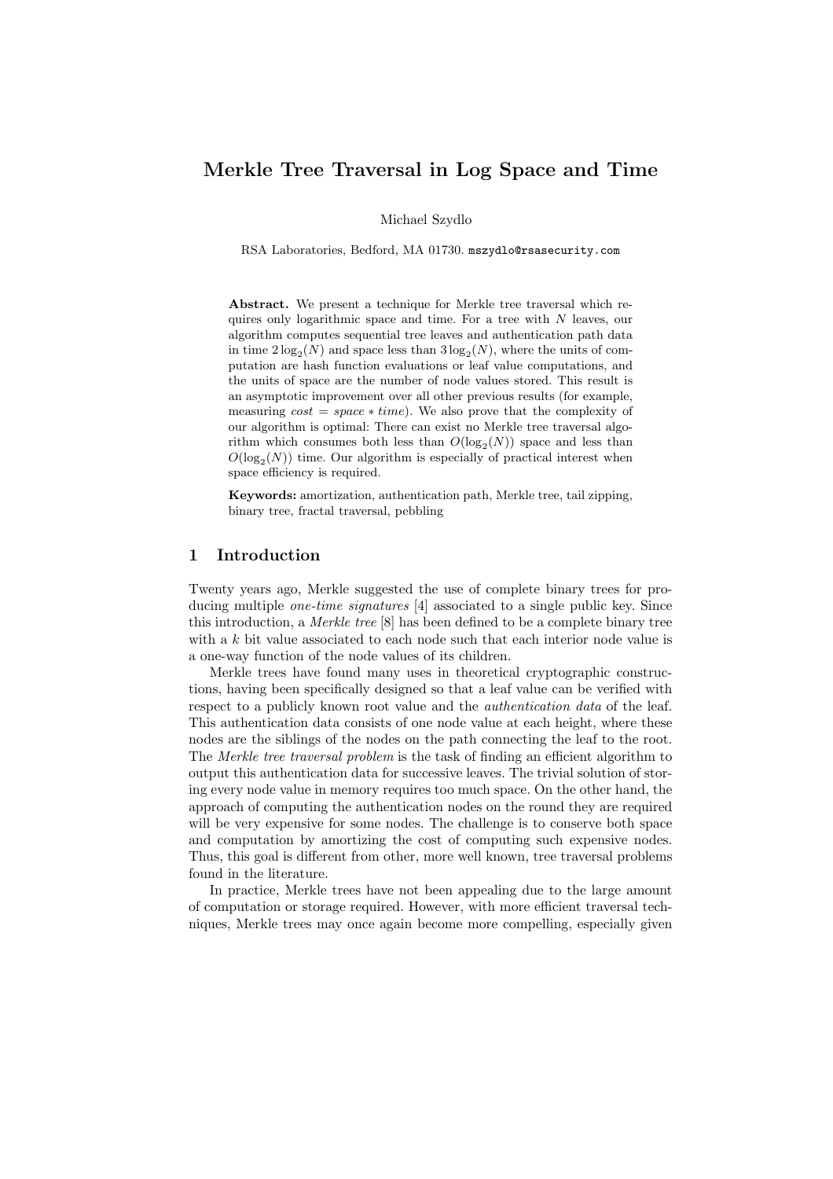# Merkle Tree Traversal in Log Space and Time

Michael Szydlo

RSA Laboratories, Bedford, MA 01730. mszydlo@rsasecurity.com

**Abstract.** We present a technique for Merkle tree traversal which requires only logarithmic space and time. For a tree with $N$ leaves, our algorithm computes sequential tree leaves and authentication path data in time $2\log_2(N)$ and space less than $3\log_2(N)$, where the units of computation are hash function evaluations or leaf value computations, and the units of space are the number of node values stored. This result is an asymptotic improvement over all other previous results (for example, measuring *cost* = *space* ∗ *time*). We also prove that the complexity of our algorithm is optimal: There can exist no Merkle tree traversal algorithm which consumes both less than $O(\log_2(N))$ space and less than $O(\log_2(N))$ time. Our algorithm is especially of practical interest when space efficiency is required.

**Keywords:** amortization, authentication path, Merkle tree, tail zipping, binary tree, fractal traversal, pebbling

## 1 Introduction

Twenty years ago, Merkle suggested the use of complete binary trees for producing multiple *one-time signatures* [4] associated to a single public key. Since this introduction, a *Merkle tree* [8] has been defined to be a complete binary tree with a $k$ bit value associated to each node such that each interior node value is a one-way function of the node values of its children.

Merkle trees have found many uses in theoretical cryptographic constructions, having been specifically designed so that a leaf value can be verified with respect to a publicly known root value and the *authentication data* of the leaf. This authentication data consists of one node value at each height, where these nodes are the siblings of the nodes on the path connecting the leaf to the root. The *Merkle tree traversal problem* is the task of finding an efficient algorithm to output this authentication data for successive leaves. The trivial solution of storing every node value in memory requires too much space. On the other hand, the approach of computing the authentication nodes on the round they are required will be very expensive for some nodes. The challenge is to conserve both space and computation by amortizing the cost of computing such expensive nodes. Thus, this goal is different from other, more well known, tree traversal problems found in the literature.

In practice, Merkle trees have not been appealing due to the large amount of computation or storage required. However, with more efficient traversal techniques, Merkle trees may once again become more compelling, especially given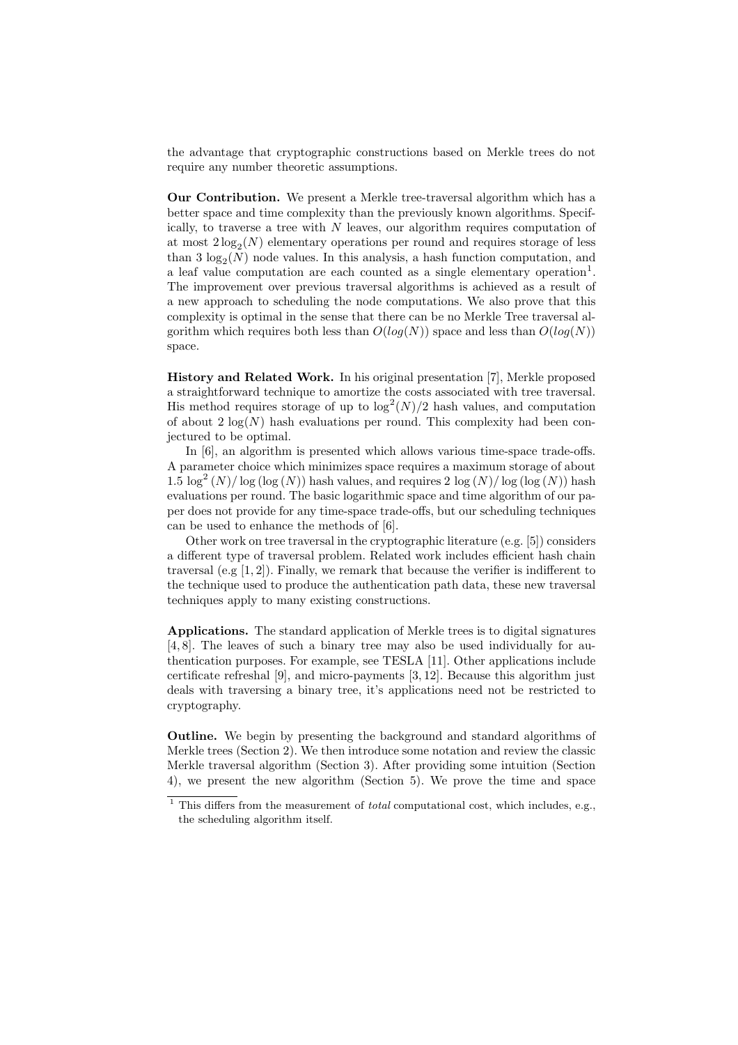the advantage that cryptographic constructions based on Merkle trees do not require any number theoretic assumptions.

**Our Contribution.** We present a Merkle tree-traversal algorithm which has a better space and time complexity than the previously known algorithms. Specifically, to traverse a tree with $N$ leaves, our algorithm requires computation of at most $2\log_2(N)$ elementary operations per round and requires storage of less than $3\log_2(N)$ node values. In this analysis, a hash function computation, and a leaf value computation are each counted as a single elementary operation[1]. The improvement over previous traversal algorithms is achieved as a result of a new approach to scheduling the node computations. We also prove that this complexity is optimal in the sense that there can be no Merkle Tree traversal algorithm which requires both less than $O(log(N))$ space and less than $O(log(N))$ space.

**History and Related Work.** In his original presentation [7], Merkle proposed a straightforward technique to amortize the costs associated with tree traversal. His method requires storage of up to $\log^2(N)/2$ hash values, and computation of about $2\log(N)$ hash evaluations per round. This complexity had been conjectured to be optimal.

In [6], an algorithm is presented which allows various time-space trade-offs. A parameter choice which minimizes space requires a maximum storage of about $1.5\log^2(N)/\log(\log(N))$ hash values, and requires $2\log(N)/\log(\log(N))$ hash evaluations per round. The basic logarithmic space and time algorithm of our paper does not provide for any time-space trade-offs, but our scheduling techniques can be used to enhance the methods of [6].

Other work on tree traversal in the cryptographic literature (e.g. [5]) considers a different type of traversal problem. Related work includes efficient hash chain traversal (e.g [1, 2]). Finally, we remark that because the verifier is indifferent to the technique used to produce the authentication path data, these new traversal techniques apply to many existing constructions.

**Applications.** The standard application of Merkle trees is to digital signatures [4, 8]. The leaves of such a binary tree may also be used individually for authentication purposes. For example, see TESLA [11]. Other applications include certificate refreshal [9], and micro-payments [3, 12]. Because this algorithm just deals with traversing a binary tree, it's applications need not be restricted to cryptography.

**Outline.** We begin by presenting the background and standard algorithms of Merkle trees (Section 2). We then introduce some notation and review the classic Merkle traversal algorithm (Section 3). After providing some intuition (Section 4), we present the new algorithm (Section 5). We prove the time and space

[1] This differs from the measurement of *total* computational cost, which includes, e.g., the scheduling algorithm itself.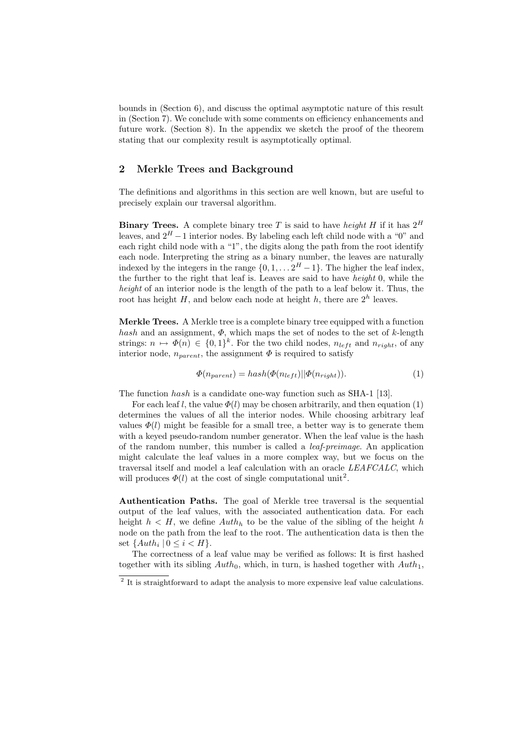bounds in (Section 6), and discuss the optimal asymptotic nature of this result in (Section 7). We conclude with some comments on efficiency enhancements and future work. (Section 8). In the appendix we sketch the proof of the theorem stating that our complexity result is asymptotically optimal.

## 2 Merkle Trees and Background

The definitions and algorithms in this section are well known, but are useful to precisely explain our traversal algorithm.

**Binary Trees.** A complete binary tree $T$ is said to have *height* $H$ if it has $2^H$ leaves, and $2^H - 1$ interior nodes. By labeling each left child node with a "0" and each right child node with a "1", the digits along the path from the root identify each node. Interpreting the string as a binary number, the leaves are naturally indexed by the integers in the range $\{0, 1, \ldots 2^H - 1\}$. The higher the leaf index, the further to the right that leaf is. Leaves are said to have *height* 0, while the *height* of an interior node is the length of the path to a leaf below it. Thus, the root has height $H$, and below each node at height $h$, there are $2^h$ leaves.

**Merkle Trees.** A Merkle tree is a complete binary tree equipped with a function *hash* and an assignment, $\Phi$, which maps the set of nodes to the set of $k$-length strings: $n \mapsto \Phi(n) \in \{0,1\}^k$. For the two child nodes, $n_{left}$ and $n_{right}$, of any interior node, $n_{parent}$, the assignment $\Phi$ is required to satisfy

$$\Phi(n_{parent}) = hash(\Phi(n_{left}) || \Phi(n_{right})). \tag{1}$$

The function *hash* is a candidate one-way function such as SHA-1 [13].

For each leaf $l$, the value $\Phi(l)$ may be chosen arbitrarily, and then equation (1) determines the values of all the interior nodes. While choosing arbitrary leaf values $\Phi(l)$ might be feasible for a small tree, a better way is to generate them with a keyed pseudo-random number generator. When the leaf value is the hash of the random number, this number is called a *leaf-preimage*. An application might calculate the leaf values in a more complex way, but we focus on the traversal itself and model a leaf calculation with an oracle *LEAFCALC*, which will produces $\Phi(l)$ at the cost of single computational unit[2].

**Authentication Paths.** The goal of Merkle tree traversal is the sequential output of the leaf values, with the associated authentication data. For each height $h < H$, we define $Auth_h$ to be the value of the sibling of the height $h$ node on the path from the leaf to the root. The authentication data is then the set $\{Auth_i \mid 0 \leq i < H\}$.

The correctness of a leaf value may be verified as follows: It is first hashed together with its sibling $Auth_0$, which, in turn, is hashed together with $Auth_1$,

---

[2] It is straightforward to adapt the analysis to more expensive leaf value calculations.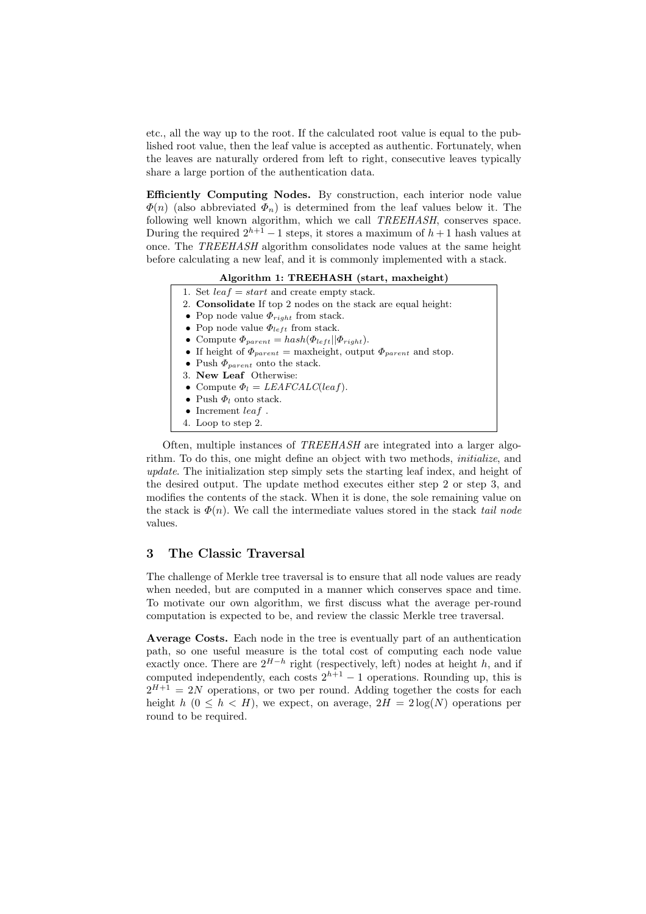etc., all the way up to the root. If the calculated root value is equal to the published root value, then the leaf value is accepted as authentic. Fortunately, when the leaves are naturally ordered from left to right, consecutive leaves typically share a large portion of the authentication data.

**Efficiently Computing Nodes.** By construction, each interior node value $\Phi(n)$ (also abbreviated $\Phi_n$) is determined from the leaf values below it. The following well known algorithm, which we call *TREEHASH*, conserves space. During the required $2^{h+1} - 1$ steps, it stores a maximum of $h + 1$ hash values at once. The *TREEHASH* algorithm consolidates node values at the same height before calculating a new leaf, and it is commonly implemented with a stack.

**Algorithm 1: TREEHASH (start, maxheight)**

1. Set $leaf = start$ and create empty stack.
2. **Consolidate** If top 2 nodes on the stack are equal height:
   - Pop node value $\Phi_{right}$ from stack.
   - Pop node value $\Phi_{left}$ from stack.
   - Compute $\Phi_{parent} = hash(\Phi_{left} || \Phi_{right})$.
   - If height of $\Phi_{parent} =$ maxheight, output $\Phi_{parent}$ and stop.
   - Push $\Phi_{parent}$ onto the stack.
3. **New Leaf** Otherwise:
   - Compute $\Phi_l = LEAFCALC(leaf)$.
   - Push $\Phi_l$ onto stack.
   - Increment $leaf$ .
4. Loop to step 2.

Often, multiple instances of *TREEHASH* are integrated into a larger algorithm. To do this, one might define an object with two methods, *initialize*, and *update*. The initialization step simply sets the starting leaf index, and height of the desired output. The update method executes either step 2 or step 3, and modifies the contents of the stack. When it is done, the sole remaining value on the stack is $\Phi(n)$. We call the intermediate values stored in the stack *tail node* values.

## 3 The Classic Traversal

The challenge of Merkle tree traversal is to ensure that all node values are ready when needed, but are computed in a manner which conserves space and time. To motivate our own algorithm, we first discuss what the average per-round computation is expected to be, and review the classic Merkle tree traversal.

**Average Costs.** Each node in the tree is eventually part of an authentication path, so one useful measure is the total cost of computing each node value exactly once. There are $2^{H-h}$ right (respectively, left) nodes at height $h$, and if computed independently, each costs $2^{h+1} - 1$ operations. Rounding up, this is $2^{H+1} = 2N$ operations, or two per round. Adding together the costs for each height $h$ ($0 \leq h < H$), we expect, on average, $2H = 2\log(N)$ operations per round to be required.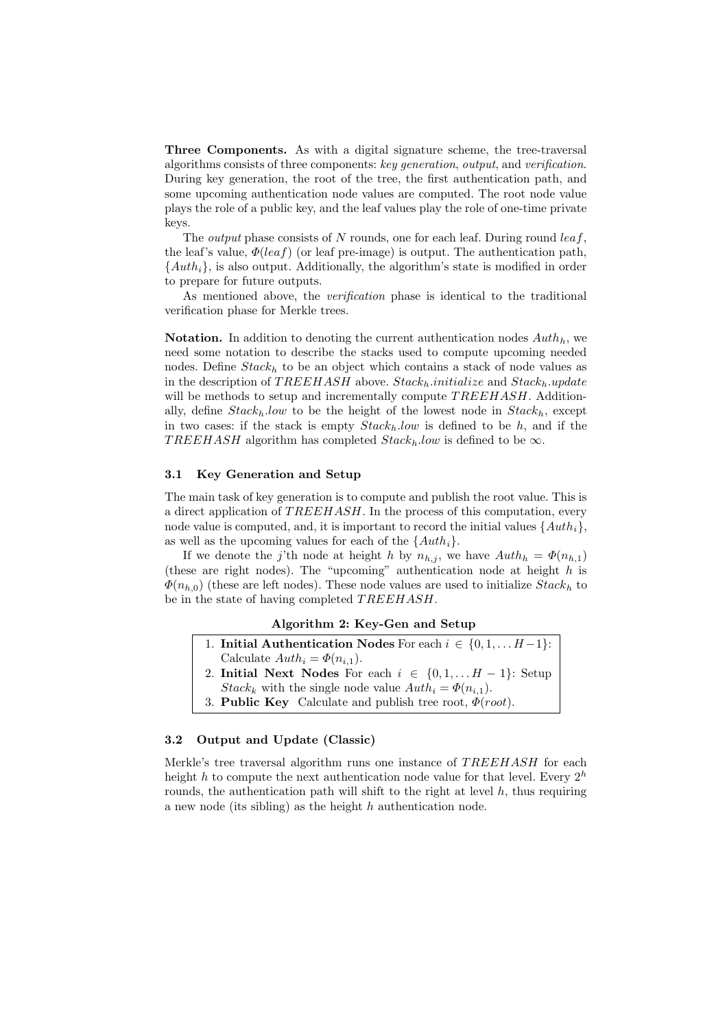**Three Components.** As with a digital signature scheme, the tree-traversal algorithms consists of three components: *key generation*, *output*, and *verification*. During key generation, the root of the tree, the first authentication path, and some upcoming authentication node values are computed. The root node value plays the role of a public key, and the leaf values play the role of one-time private keys.

The *output* phase consists of $N$ rounds, one for each leaf. During round $leaf$, the leaf's value, $\Phi(leaf)$ (or leaf pre-image) is output. The authentication path, $\{Auth_i\}$, is also output. Additionally, the algorithm's state is modified in order to prepare for future outputs.

As mentioned above, the *verification* phase is identical to the traditional verification phase for Merkle trees.

**Notation.** In addition to denoting the current authentication nodes $Auth_h$, we need some notation to describe the stacks used to compute upcoming needed nodes. Define $Stack_h$ to be an object which contains a stack of node values as in the description of $TREEHASH$ above. $Stack_h.initialize$ and $Stack_h.update$ will be methods to setup and incrementally compute $TREEHASH$. Additionally, define $Stack_h.low$ to be the height of the lowest node in $Stack_h$, except in two cases: if the stack is empty $Stack_h.low$ is defined to be $h$, and if the $TREEHASH$ algorithm has completed $Stack_h.low$ is defined to be $\infty$.

### 3.1 Key Generation and Setup

The main task of key generation is to compute and publish the root value. This is a direct application of $TREEHASH$. In the process of this computation, every node value is computed, and, it is important to record the initial values $\{Auth_i\}$, as well as the upcoming values for each of the $\{Auth_i\}$.

If we denote the $j$'th node at height $h$ by $n_{h,j}$, we have $Auth_h = \Phi(n_{h,1})$ (these are right nodes). The "upcoming" authentication node at height $h$ is $\Phi(n_{h,0})$ (these are left nodes). These node values are used to initialize $Stack_h$ to be in the state of having completed $TREEHASH$.

**Algorithm 2: Key-Gen and Setup**

1. **Initial Authentication Nodes** For each $i \in \{0, 1, \ldots H-1\}$: Calculate $Auth_i = \Phi(n_{i,1})$.
2. **Initial Next Nodes** For each $i \in \{0, 1, \ldots H-1\}$: Setup $Stack_k$ with the single node value $Auth_i = \Phi(n_{i,1})$.
3. **Public Key** Calculate and publish tree root, $\Phi(root)$.

### 3.2 Output and Update (Classic)

Merkle's tree traversal algorithm runs one instance of $TREEHASH$ for each height $h$ to compute the next authentication node value for that level. Every $2^h$ rounds, the authentication path will shift to the right at level $h$, thus requiring a new node (its sibling) as the height $h$ authentication node.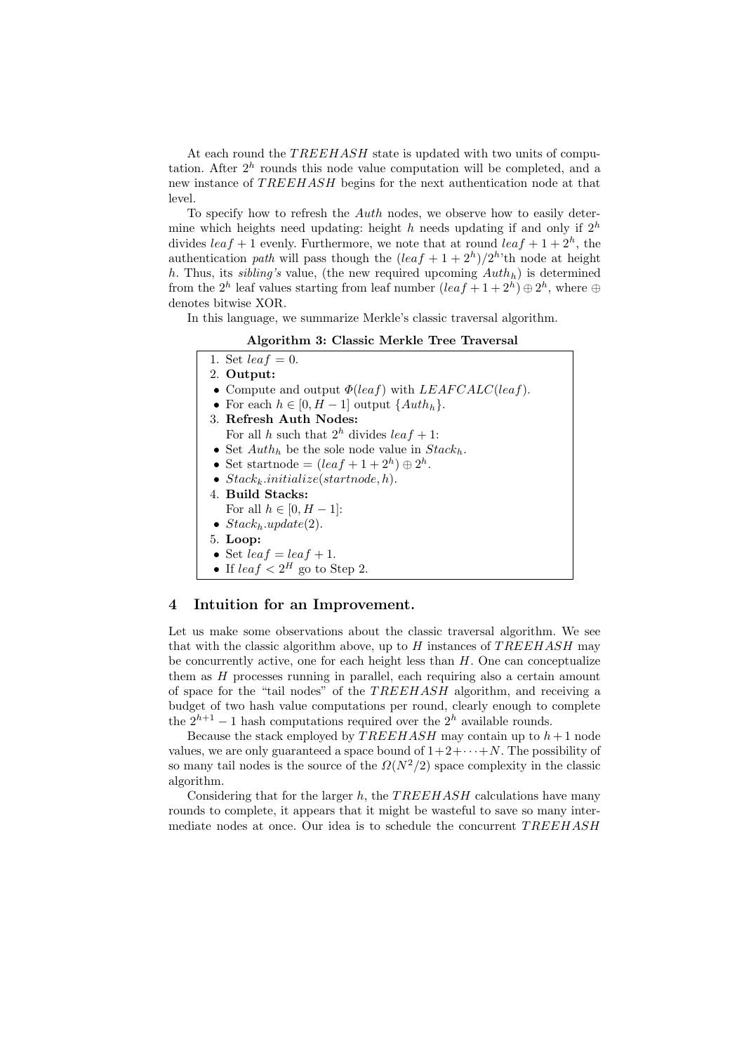At each round the $TREEHASH$ state is updated with two units of computation. After $2^h$ rounds this node value computation will be completed, and a new instance of $TREEHASH$ begins for the next authentication node at that level.

To specify how to refresh the $Auth$ nodes, we observe how to easily determine which heights need updating: height $h$ needs updating if and only if $2^h$ divides $leaf + 1$ evenly. Furthermore, we note that at round $leaf + 1 + 2^h$, the authentication *path* will pass though the $(leaf + 1 + 2^h)/2^h$'th node at height $h$. Thus, its *sibling's* value, (the new required upcoming $Auth_h$) is determined from the $2^h$ leaf values starting from leaf number $(leaf + 1 + 2^h) \oplus 2^h$, where $\oplus$ denotes bitwise XOR.

In this language, we summarize Merkle's classic traversal algorithm.

**Algorithm 3: Classic Merkle Tree Traversal**

1. Set $leaf = 0$.
2. **Output:**
   - Compute and output $\Phi(leaf)$ with $LEAFCALC(leaf)$.
   - For each $h \in [0, H-1]$ output $\{Auth_h\}$.
3. **Refresh Auth Nodes:**
   For all $h$ such that $2^h$ divides $leaf + 1$:
   - Set $Auth_h$ be the sole node value in $Stack_h$.
   - Set startnode $= (leaf + 1 + 2^h) \oplus 2^h$.
   - $Stack_k.initialize(startnode, h)$.
4. **Build Stacks:**
   For all $h \in [0, H-1]$:
   - $Stack_h.update(2)$.
5. **Loop:**
   - Set $leaf = leaf + 1$.
   - If $leaf < 2^H$ go to Step 2.

## 4 Intuition for an Improvement.

Let us make some observations about the classic traversal algorithm. We see that with the classic algorithm above, up to $H$ instances of $TREEHASH$ may be concurrently active, one for each height less than $H$. One can conceptualize them as $H$ processes running in parallel, each requiring also a certain amount of space for the "tail nodes" of the $TREEHASH$ algorithm, and receiving a budget of two hash value computations per round, clearly enough to complete the $2^{h+1} - 1$ hash computations required over the $2^h$ available rounds.

Because the stack employed by $TREEHASH$ may contain up to $h+1$ node values, we are only guaranteed a space bound of $1+2+\cdots+N$. The possibility of so many tail nodes is the source of the $\Omega(N^2/2)$ space complexity in the classic algorithm.

Considering that for the larger $h$, the $TREEHASH$ calculations have many rounds to complete, it appears that it might be wasteful to save so many intermediate nodes at once. Our idea is to schedule the concurrent $TREEHASH$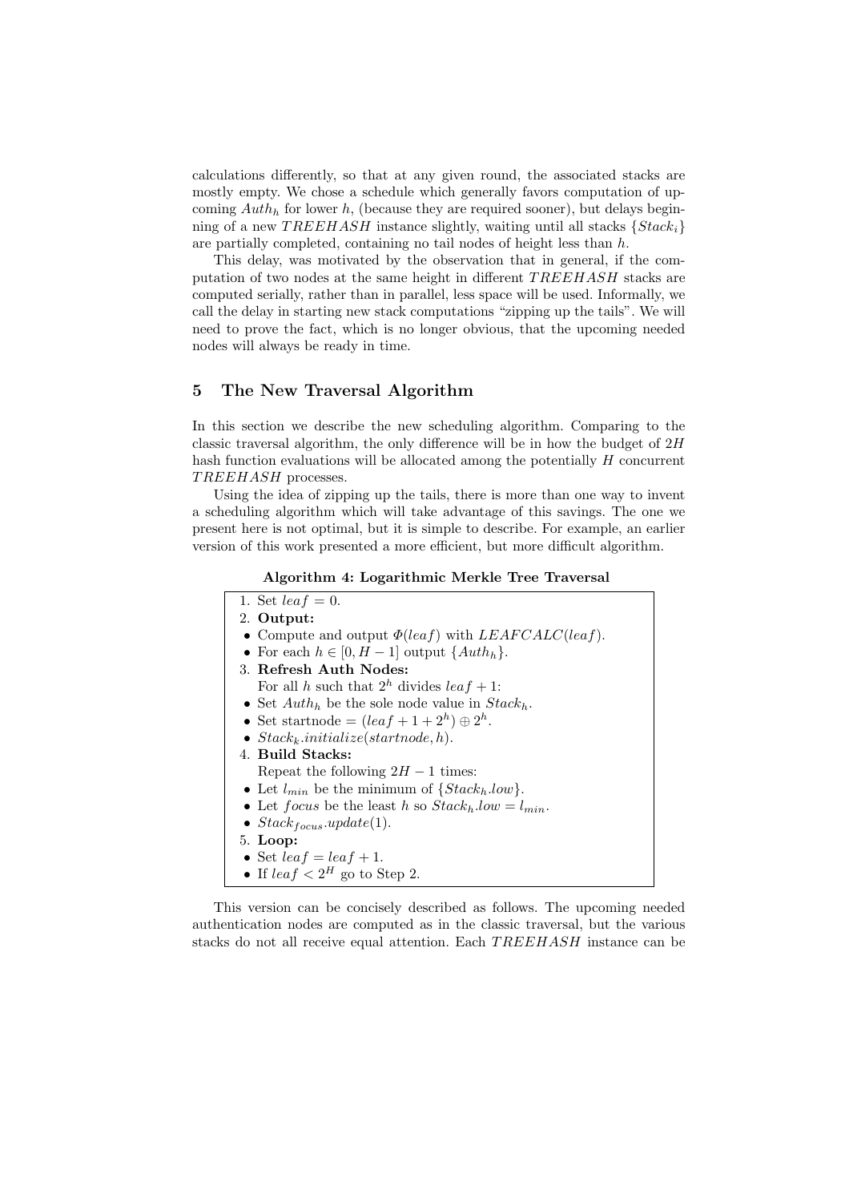calculations differently, so that at any given round, the associated stacks are mostly empty. We chose a schedule which generally favors computation of upcoming $Auth_h$ for lower $h$, (because they are required sooner), but delays beginning of a new $TREEHASH$ instance slightly, waiting until all stacks $\{Stack_i\}$ are partially completed, containing no tail nodes of height less than $h$.

This delay, was motivated by the observation that in general, if the computation of two nodes at the same height in different $TREEHASH$ stacks are computed serially, rather than in parallel, less space will be used. Informally, we call the delay in starting new stack computations "zipping up the tails". We will need to prove the fact, which is no longer obvious, that the upcoming needed nodes will always be ready in time.

## 5 The New Traversal Algorithm

In this section we describe the new scheduling algorithm. Comparing to the classic traversal algorithm, the only difference will be in how the budget of $2H$ hash function evaluations will be allocated among the potentially $H$ concurrent $TREEHASH$ processes.

Using the idea of zipping up the tails, there is more than one way to invent a scheduling algorithm which will take advantage of this savings. The one we present here is not optimal, but it is simple to describe. For example, an earlier version of this work presented a more efficient, but more difficult algorithm.

**Algorithm 4: Logarithmic Merkle Tree Traversal**

1. Set $leaf = 0$.
2. **Output:**
   - Compute and output $\Phi(leaf)$ with $LEAFCALC(leaf)$.
   - For each $h \in [0, H-1]$ output $\{Auth_h\}$.
3. **Refresh Auth Nodes:**
   For all $h$ such that $2^h$ divides $leaf + 1$:
   - Set $Auth_h$ be the sole node value in $Stack_h$.
   - Set startnode $= (leaf + 1 + 2^h) \oplus 2^h$.
   - $Stack_k.initialize(startnode, h)$.
4. **Build Stacks:**
   Repeat the following $2H - 1$ times:
   - Let $l_{min}$ be the minimum of $\{Stack_h.low\}$.
   - Let $focus$ be the least $h$ so $Stack_h.low = l_{min}$.
   - $Stack_{focus}.update(1)$.
5. **Loop:**
   - Set $leaf = leaf + 1$.
   - If $leaf < 2^H$ go to Step 2.

This version can be concisely described as follows. The upcoming needed authentication nodes are computed as in the classic traversal, but the various stacks do not all receive equal attention. Each $TREEHASH$ instance can be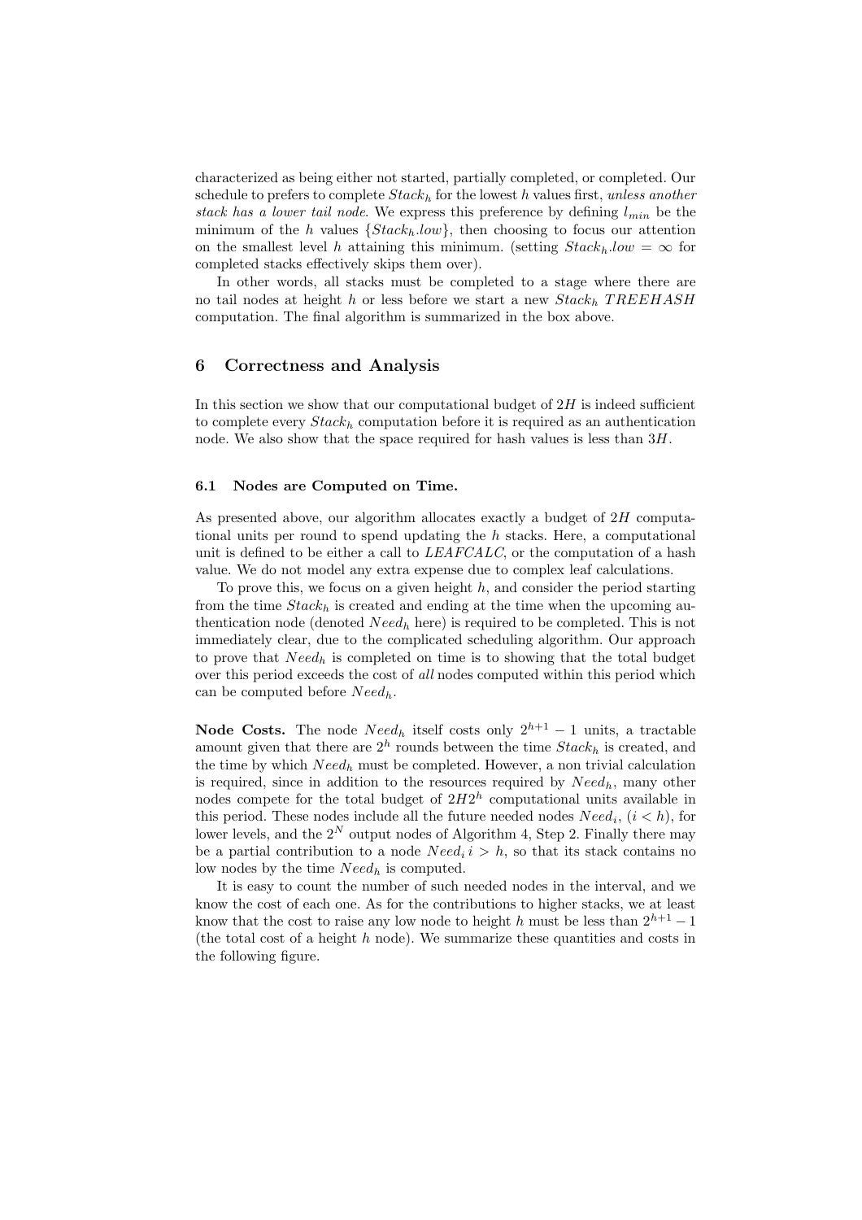characterized as being either not started, partially completed, or completed. Our schedule to prefers to complete $Stack_h$ for the lowest $h$ values first, *unless another stack has a lower tail node*. We express this preference by defining $l_{min}$ be the minimum of the $h$ values $\{Stack_h.low\}$, then choosing to focus our attention on the smallest level $h$ attaining this minimum. (setting $Stack_h.low = \infty$ for completed stacks effectively skips them over).

In other words, all stacks must be completed to a stage where there are no tail nodes at height $h$ or less before we start a new $Stack_h$ *TREEHASH* computation. The final algorithm is summarized in the box above.

## 6 Correctness and Analysis

In this section we show that our computational budget of $2H$ is indeed sufficient to complete every $Stack_h$ computation before it is required as an authentication node. We also show that the space required for hash values is less than $3H$.

### 6.1 Nodes are Computed on Time.

As presented above, our algorithm allocates exactly a budget of $2H$ computational units per round to spend updating the $h$ stacks. Here, a computational unit is defined to be either a call to *LEAFCALC*, or the computation of a hash value. We do not model any extra expense due to complex leaf calculations.

To prove this, we focus on a given height $h$, and consider the period starting from the time $Stack_h$ is created and ending at the time when the upcoming authentication node (denoted $Need_h$ here) is required to be completed. This is not immediately clear, due to the complicated scheduling algorithm. Our approach to prove that $Need_h$ is completed on time is to showing that the total budget over this period exceeds the cost of *all* nodes computed within this period which can be computed before $Need_h$.

**Node Costs.** The node $Need_h$ itself costs only $2^{h+1} - 1$ units, a tractable amount given that there are $2^h$ rounds between the time $Stack_h$ is created, and the time by which $Need_h$ must be completed. However, a non trivial calculation is required, since in addition to the resources required by $Need_h$, many other nodes compete for the total budget of $2H2^h$ computational units available in this period. These nodes include all the future needed nodes $Need_i$, $(i < h)$, for lower levels, and the $2^N$ output nodes of Algorithm 4, Step 2. Finally there may be a partial contribution to a node $Need_i\, i > h$, so that its stack contains no low nodes by the time $Need_h$ is computed.

It is easy to count the number of such needed nodes in the interval, and we know the cost of each one. As for the contributions to higher stacks, we at least know that the cost to raise any low node to height $h$ must be less than $2^{h+1} - 1$ (the total cost of a height $h$ node). We summarize these quantities and costs in the following figure.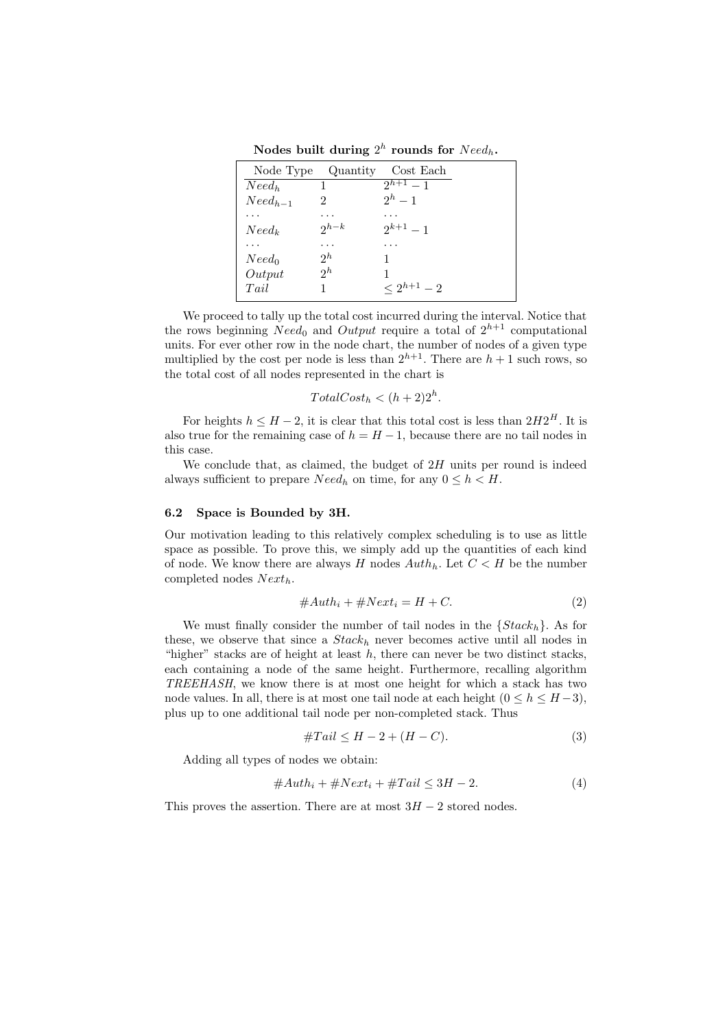**Nodes built during $2^h$ rounds for $Need_h$.**

| Node Type | Quantity | Cost Each |
|---|---|---|
| $Need_h$ | 1 | $2^{h+1} - 1$ |
| $Need_{h-1}$ | 2 | $2^h - 1$ |
| ... | ... | ... |
| $Need_k$ | $2^{h-k}$ | $2^{k+1} - 1$ |
| ... | ... | ... |
| $Need_0$ | $2^h$ | 1 |
| $Output$ | $2^h$ | 1 |
| $Tail$ | 1 | $\leq 2^{h+1} - 2$ |

We proceed to tally up the total cost incurred during the interval. Notice that the rows beginning $Need_0$ and $Output$ require a total of $2^{h+1}$ computational units. For ever other row in the node chart, the number of nodes of a given type multiplied by the cost per node is less than $2^{h+1}$. There are $h + 1$ such rows, so the total cost of all nodes represented in the chart is

$$TotalCost_h < (h + 2)2^h.$$

For heights $h \leq H - 2$, it is clear that this total cost is less than $2H2^H$. It is also true for the remaining case of $h = H - 1$, because there are no tail nodes in this case.

We conclude that, as claimed, the budget of $2H$ units per round is indeed always sufficient to prepare $Need_h$ on time, for any $0 \leq h < H$.

### 6.2 Space is Bounded by 3H.

Our motivation leading to this relatively complex scheduling is to use as little space as possible. To prove this, we simply add up the quantities of each kind of node. We know there are always $H$ nodes $Auth_h$. Let $C < H$ be the number completed nodes $Next_h$.

$$\#Auth_i + \#Next_i = H + C. \tag{2}$$

We must finally consider the number of tail nodes in the $\{Stack_h\}$. As for these, we observe that since a $Stack_h$ never becomes active until all nodes in "higher" stacks are of height at least $h$, there can never be two distinct stacks, each containing a node of the same height. Furthermore, recalling algorithm *TREEHASH*, we know there is at most one height for which a stack has two node values. In all, there is at most one tail node at each height ($0 \leq h \leq H-3$), plus up to one additional tail node per non-completed stack. Thus

$$\#Tail \leq H - 2 + (H - C). \tag{3}$$

Adding all types of nodes we obtain:

$$\#Auth_i + \#Next_i + \#Tail \leq 3H - 2. \tag{4}$$

This proves the assertion. There are at most $3H - 2$ stored nodes.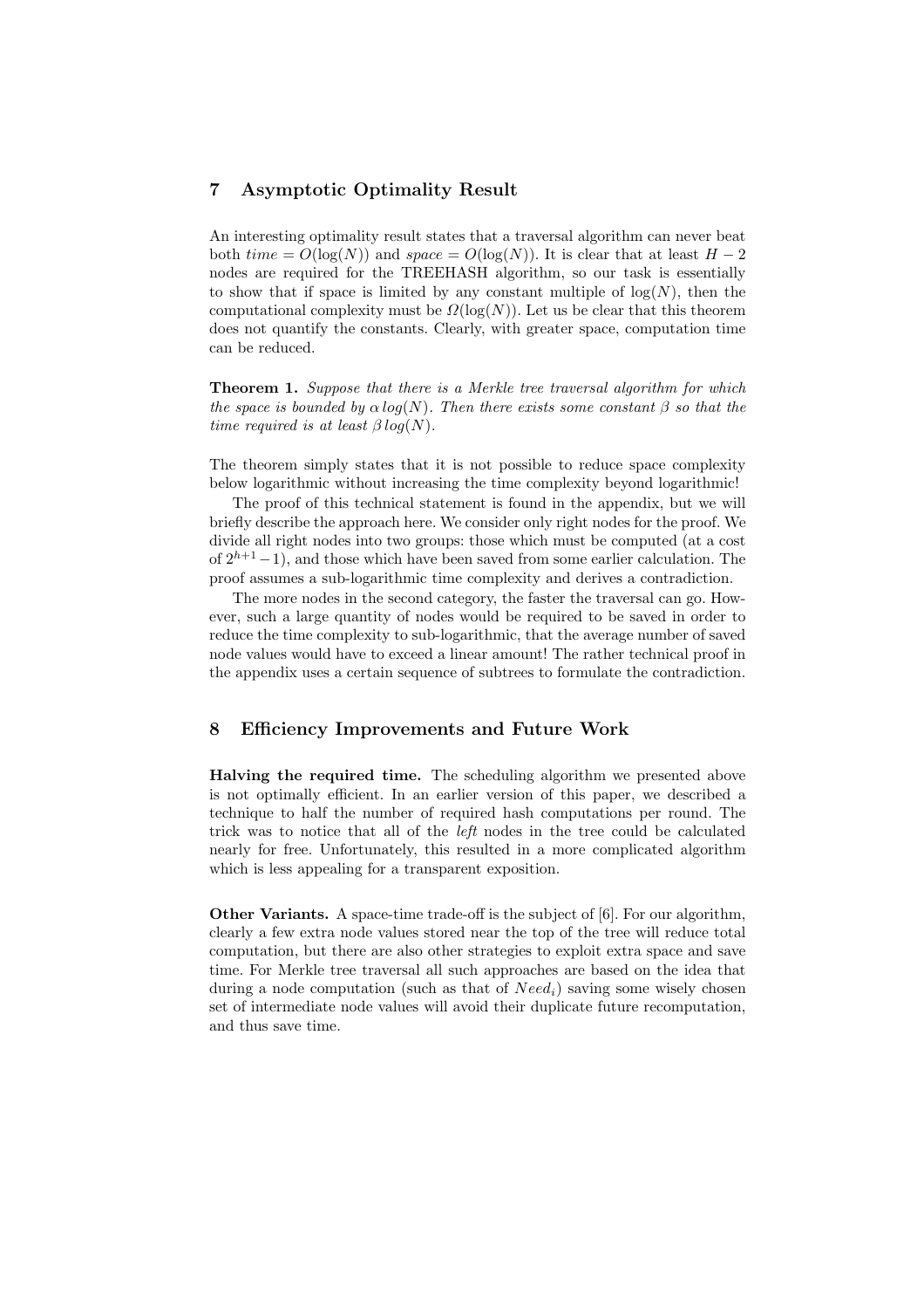## 7 Asymptotic Optimality Result

An interesting optimality result states that a traversal algorithm can never beat both $time = O(\log(N))$ and $space = O(\log(N))$. It is clear that at least $H - 2$ nodes are required for the TREEHASH algorithm, so our task is essentially to show that if space is limited by any constant multiple of $\log(N)$, then the computational complexity must be $\Omega(\log(N))$. Let us be clear that this theorem does not quantify the constants. Clearly, with greater space, computation time can be reduced.

**Theorem 1.** *Suppose that there is a Merkle tree traversal algorithm for which the space is bounded by $\alpha \, log(N)$. Then there exists some constant $\beta$ so that the time required is at least $\beta \, log(N)$.*

The theorem simply states that it is not possible to reduce space complexity below logarithmic without increasing the time complexity beyond logarithmic!

The proof of this technical statement is found in the appendix, but we will briefly describe the approach here. We consider only right nodes for the proof. We divide all right nodes into two groups: those which must be computed (at a cost of $2^{h+1} - 1$), and those which have been saved from some earlier calculation. The proof assumes a sub-logarithmic time complexity and derives a contradiction.

The more nodes in the second category, the faster the traversal can go. However, such a large quantity of nodes would be required to be saved in order to reduce the time complexity to sub-logarithmic, that the average number of saved node values would have to exceed a linear amount! The rather technical proof in the appendix uses a certain sequence of subtrees to formulate the contradiction.

## 8 Efficiency Improvements and Future Work

**Halving the required time.** The scheduling algorithm we presented above is not optimally efficient. In an earlier version of this paper, we described a technique to half the number of required hash computations per round. The trick was to notice that all of the *left* nodes in the tree could be calculated nearly for free. Unfortunately, this resulted in a more complicated algorithm which is less appealing for a transparent exposition.

**Other Variants.** A space-time trade-off is the subject of [6]. For our algorithm, clearly a few extra node values stored near the top of the tree will reduce total computation, but there are also other strategies to exploit extra space and save time. For Merkle tree traversal all such approaches are based on the idea that during a node computation (such as that of $Need_i$) saving some wisely chosen set of intermediate node values will avoid their duplicate future recomputation, and thus save time.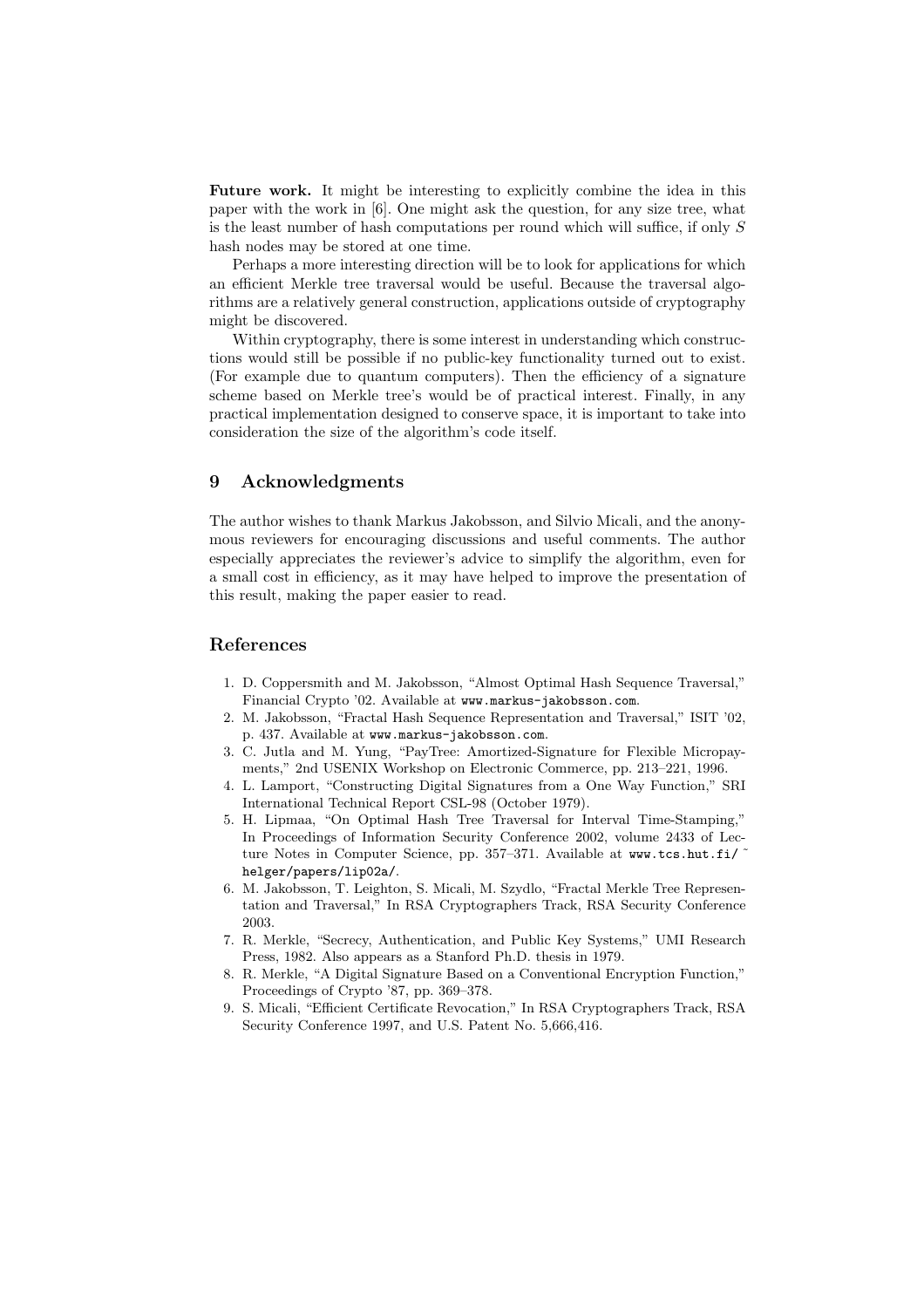**Future work.** It might be interesting to explicitly combine the idea in this paper with the work in [6]. One might ask the question, for any size tree, what is the least number of hash computations per round which will suffice, if only $S$ hash nodes may be stored at one time.

Perhaps a more interesting direction will be to look for applications for which an efficient Merkle tree traversal would be useful. Because the traversal algorithms are a relatively general construction, applications outside of cryptography might be discovered.

Within cryptography, there is some interest in understanding which constructions would still be possible if no public-key functionality turned out to exist. (For example due to quantum computers). Then the efficiency of a signature scheme based on Merkle tree's would be of practical interest. Finally, in any practical implementation designed to conserve space, it is important to take into consideration the size of the algorithm's code itself.

## 9 Acknowledgments

The author wishes to thank Markus Jakobsson, and Silvio Micali, and the anonymous reviewers for encouraging discussions and useful comments. The author especially appreciates the reviewer's advice to simplify the algorithm, even for a small cost in efficiency, as it may have helped to improve the presentation of this result, making the paper easier to read.

## References

1. D. Coppersmith and M. Jakobsson, "Almost Optimal Hash Sequence Traversal," Financial Crypto '02. Available at www.markus-jakobsson.com.
2. M. Jakobsson, "Fractal Hash Sequence Representation and Traversal," ISIT '02, p. 437. Available at www.markus-jakobsson.com.
3. C. Jutla and M. Yung, "PayTree: Amortized-Signature for Flexible Micropayments," 2nd USENIX Workshop on Electronic Commerce, pp. 213–221, 1996.
4. L. Lamport, "Constructing Digital Signatures from a One Way Function," SRI International Technical Report CSL-98 (October 1979).
5. H. Lipmaa, "On Optimal Hash Tree Traversal for Interval Time-Stamping," In Proceedings of Information Security Conference 2002, volume 2433 of Lecture Notes in Computer Science, pp. 357–371. Available at www.tcs.hut.fi/~helger/papers/lip02a/.
6. M. Jakobsson, T. Leighton, S. Micali, M. Szydlo, "Fractal Merkle Tree Representation and Traversal," In RSA Cryptographers Track, RSA Security Conference 2003.
7. R. Merkle, "Secrecy, Authentication, and Public Key Systems," UMI Research Press, 1982. Also appears as a Stanford Ph.D. thesis in 1979.
8. R. Merkle, "A Digital Signature Based on a Conventional Encryption Function," Proceedings of Crypto '87, pp. 369–378.
9. S. Micali, "Efficient Certificate Revocation," In RSA Cryptographers Track, RSA Security Conference 1997, and U.S. Patent No. 5,666,416.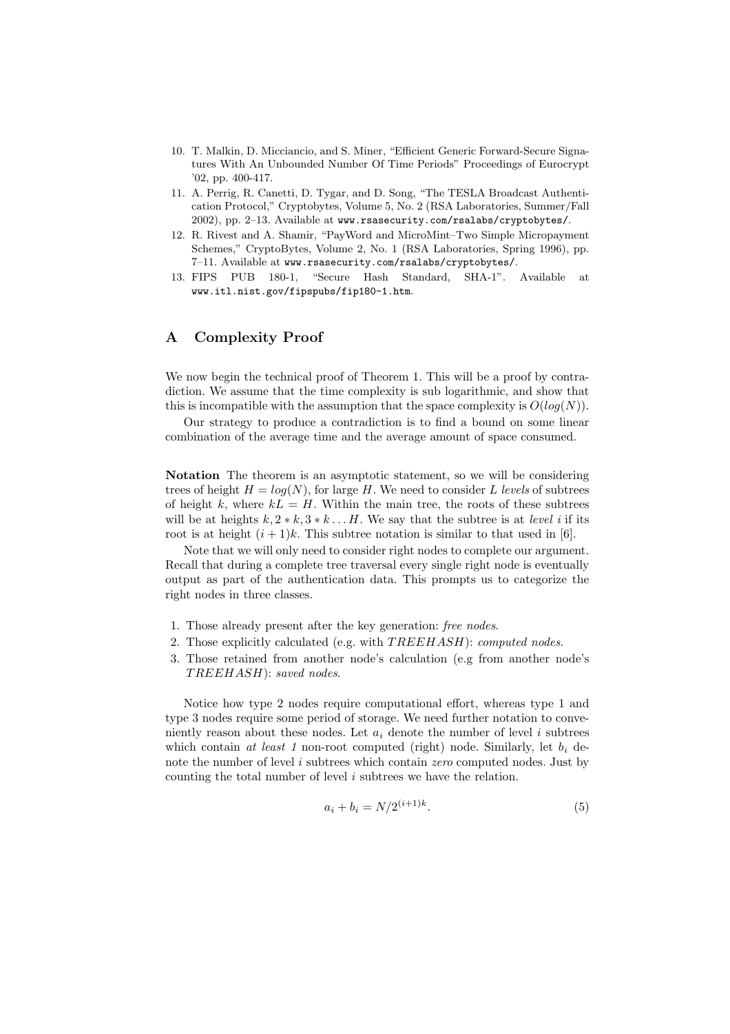10. T. Malkin, D. Micciancio, and S. Miner, "Efficient Generic Forward-Secure Signatures With An Unbounded Number Of Time Periods" Proceedings of Eurocrypt '02, pp. 400-417.
11. A. Perrig, R. Canetti, D. Tygar, and D. Song, "The TESLA Broadcast Authentication Protocol," Cryptobytes, Volume 5, No. 2 (RSA Laboratories, Summer/Fall 2002), pp. 2–13. Available at `www.rsasecurity.com/rsalabs/cryptobytes/`.
12. R. Rivest and A. Shamir, "PayWord and MicroMint–Two Simple Micropayment Schemes," CryptoBytes, Volume 2, No. 1 (RSA Laboratories, Spring 1996), pp. 7–11. Available at `www.rsasecurity.com/rsalabs/cryptobytes/`.
13. FIPS PUB 180-1, "Secure Hash Standard, SHA-1". Available at `www.itl.nist.gov/fipspubs/fip180-1.htm`.

## A Complexity Proof

We now begin the technical proof of Theorem 1. This will be a proof by contradiction. We assume that the time complexity is sub logarithmic, and show that this is incompatible with the assumption that the space complexity is $O(log(N))$.

Our strategy to produce a contradiction is to find a bound on some linear combination of the average time and the average amount of space consumed.

**Notation** The theorem is an asymptotic statement, so we will be considering trees of height $H = log(N)$, for large $H$. We need to consider $L$ *levels* of subtrees of height $k$, where $kL = H$. Within the main tree, the roots of these subtrees will be at heights $k, 2 * k, 3 * k \dots H$. We say that the subtree is at *level* $i$ if its root is at height $(i+1)k$. This subtree notation is similar to that used in [6].

Note that we will only need to consider right nodes to complete our argument. Recall that during a complete tree traversal every single right node is eventually output as part of the authentication data. This prompts us to categorize the right nodes in three classes.

1. Those already present after the key generation: *free nodes*.
2. Those explicitly calculated (e.g. with $TREEHASH$): *computed nodes*.
3. Those retained from another node's calculation (e.g from another node's $TREEHASH$): *saved nodes*.

Notice how type 2 nodes require computational effort, whereas type 1 and type 3 nodes require some period of storage. We need further notation to conveniently reason about these nodes. Let $a_i$ denote the number of level $i$ subtrees which contain *at least 1* non-root computed (right) node. Similarly, let $b_i$ denote the number of level $i$ subtrees which contain *zero* computed nodes. Just by counting the total number of level $i$ subtrees we have the relation.

$$a_i + b_i = N/2^{(i+1)k}. \tag{5}$$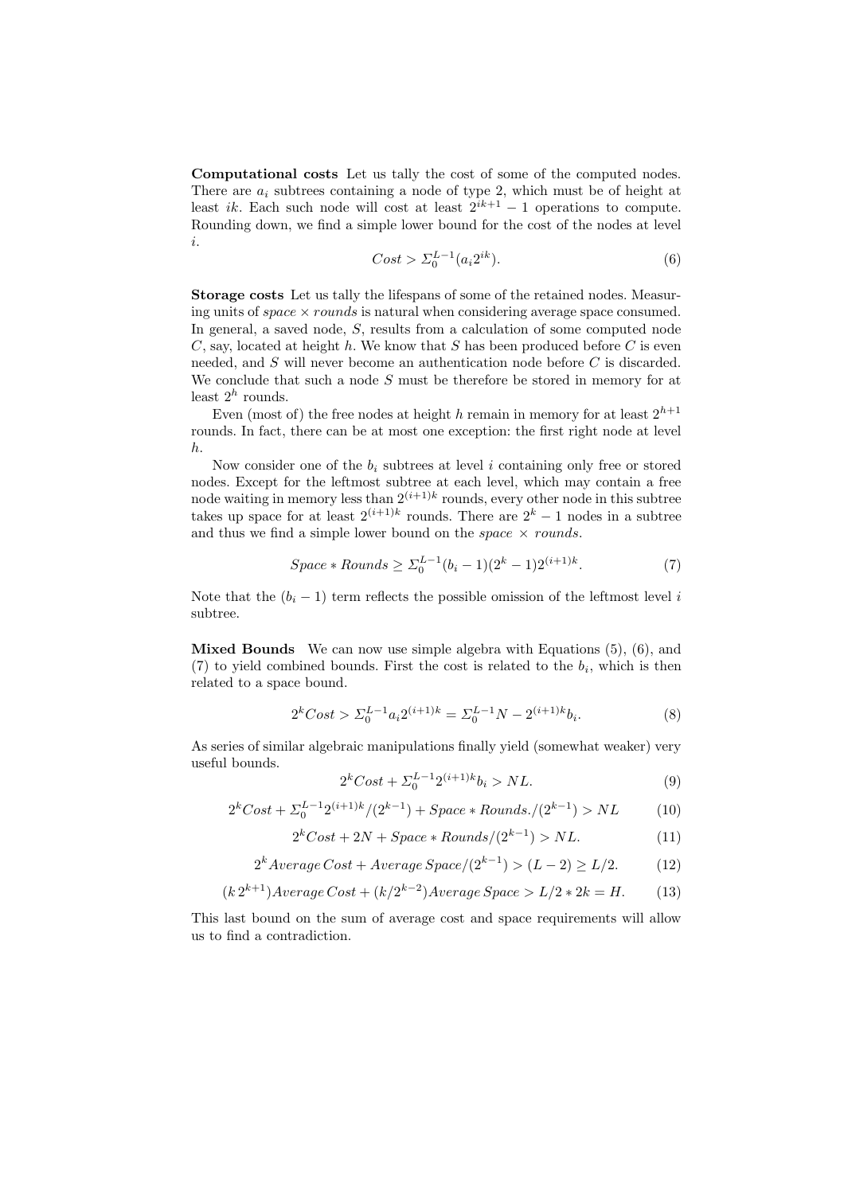**Computational costs** Let us tally the cost of some of the computed nodes. There are $a_i$ subtrees containing a node of type 2, which must be of height at least $ik$. Each such node will cost at least $2^{ik+1} - 1$ operations to compute. Rounding down, we find a simple lower bound for the cost of the nodes at level $i$.

$$Cost > \Sigma_0^{L-1}(a_i 2^{ik}). \tag{6}$$

**Storage costs** Let us tally the lifespans of some of the retained nodes. Measuring units of *space* × *rounds* is natural when considering average space consumed. In general, a saved node, $S$, results from a calculation of some computed node $C$, say, located at height $h$. We know that $S$ has been produced before $C$ is even needed, and $S$ will never become an authentication node before $C$ is discarded. We conclude that such a node $S$ must be therefore be stored in memory for at least $2^h$ rounds.

Even (most of) the free nodes at height $h$ remain in memory for at least $2^{h+1}$ rounds. In fact, there can be at most one exception: the first right node at level $h$.

Now consider one of the $b_i$ subtrees at level $i$ containing only free or stored nodes. Except for the leftmost subtree at each level, which may contain a free node waiting in memory less than $2^{(i+1)k}$ rounds, every other node in this subtree takes up space for at least $2^{(i+1)k}$ rounds. There are $2^k - 1$ nodes in a subtree and thus we find a simple lower bound on the *space* × *rounds*.

$$Space * Rounds \geq \Sigma_0^{L-1}(b_i - 1)(2^k - 1)2^{(i+1)k}. \tag{7}$$

Note that the $(b_i - 1)$ term reflects the possible omission of the leftmost level $i$ subtree.

**Mixed Bounds** We can now use simple algebra with Equations (5), (6), and (7) to yield combined bounds. First the cost is related to the $b_i$, which is then related to a space bound.

$$2^k Cost > \Sigma_0^{L-1} a_i 2^{(i+1)k} = \Sigma_0^{L-1} N - 2^{(i+1)k} b_i. \tag{8}$$

As series of similar algebraic manipulations finally yield (somewhat weaker) very useful bounds.

$$2^k Cost + \Sigma_0^{L-1} 2^{(i+1)k} b_i > NL. \tag{9}$$

$$2^k Cost + \Sigma_0^{L-1} 2^{(i+1)k}/(2^{k-1}) + Space * Rounds./(2^{k-1}) > NL \tag{10}$$

$$2^k Cost + 2N + Space * Rounds/(2^{k-1}) > NL. \tag{11}$$

$$2^k Average\, Cost + Average\, Space/(2^{k-1}) > (L-2) \geq L/2. \tag{12}$$

$$(k\, 2^{k+1}) Average\, Cost + (k/2^{k-2}) Average\, Space > L/2 * 2k = H. \tag{13}$$

This last bound on the sum of average cost and space requirements will allow us to find a contradiction.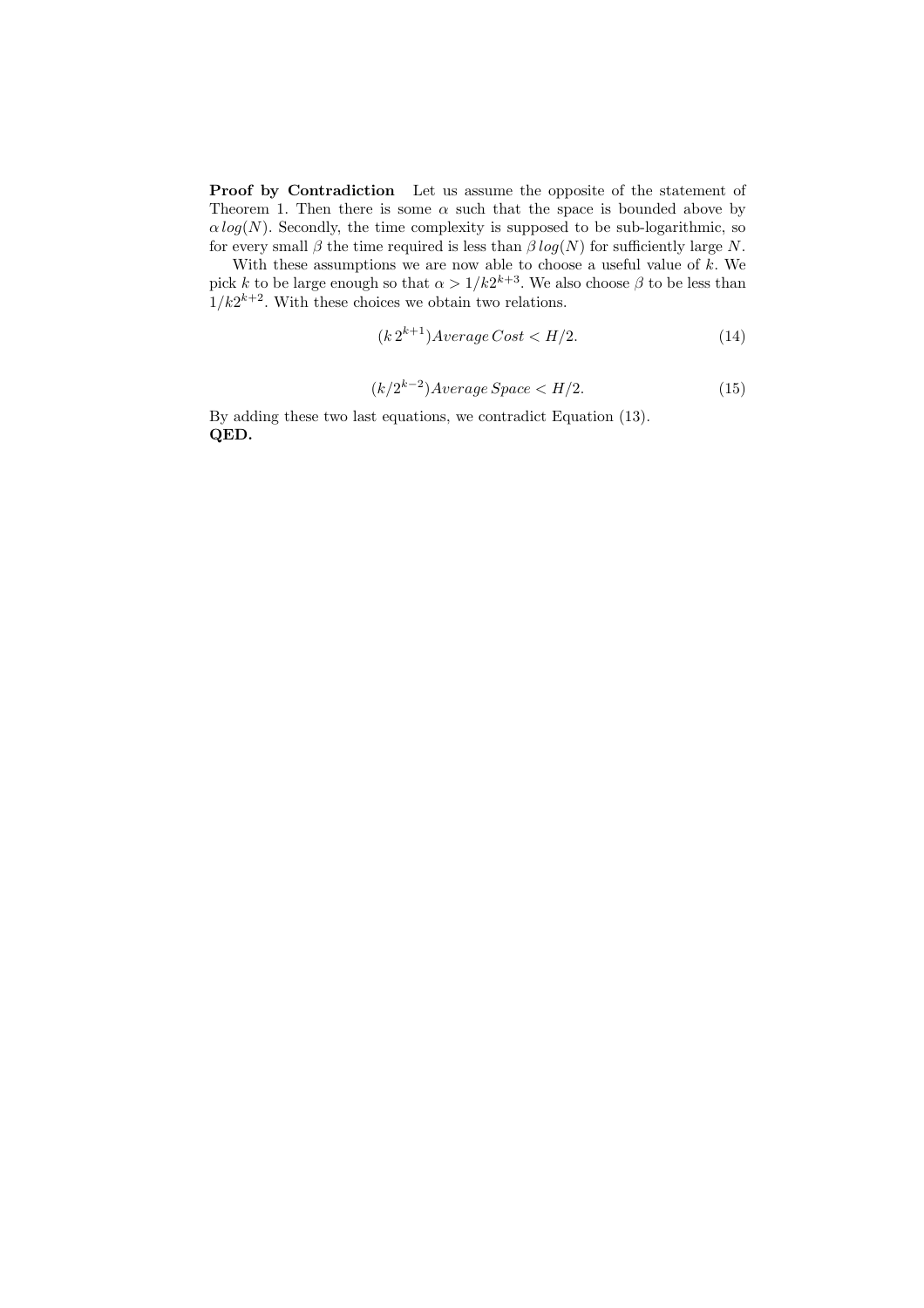**Proof by Contradiction** Let us assume the opposite of the statement of Theorem 1. Then there is some $\alpha$ such that the space is bounded above by $\alpha\, log(N)$. Secondly, the time complexity is supposed to be sub-logarithmic, so for every small $\beta$ the time required is less than $\beta\, log(N)$ for sufficiently large $N$.

With these assumptions we are now able to choose a useful value of $k$. We pick $k$ to be large enough so that $\alpha > 1/k2^{k+3}$. We also choose $\beta$ to be less than $1/k2^{k+2}$. With these choices we obtain two relations.

$$(k\, 2^{k+1}) Average\, Cost < H/2. \tag{14}$$

$$(k/2^{k-2}) Average\, Space < H/2. \tag{15}$$

By adding these two last equations, we contradict Equation (13).
**QED.**